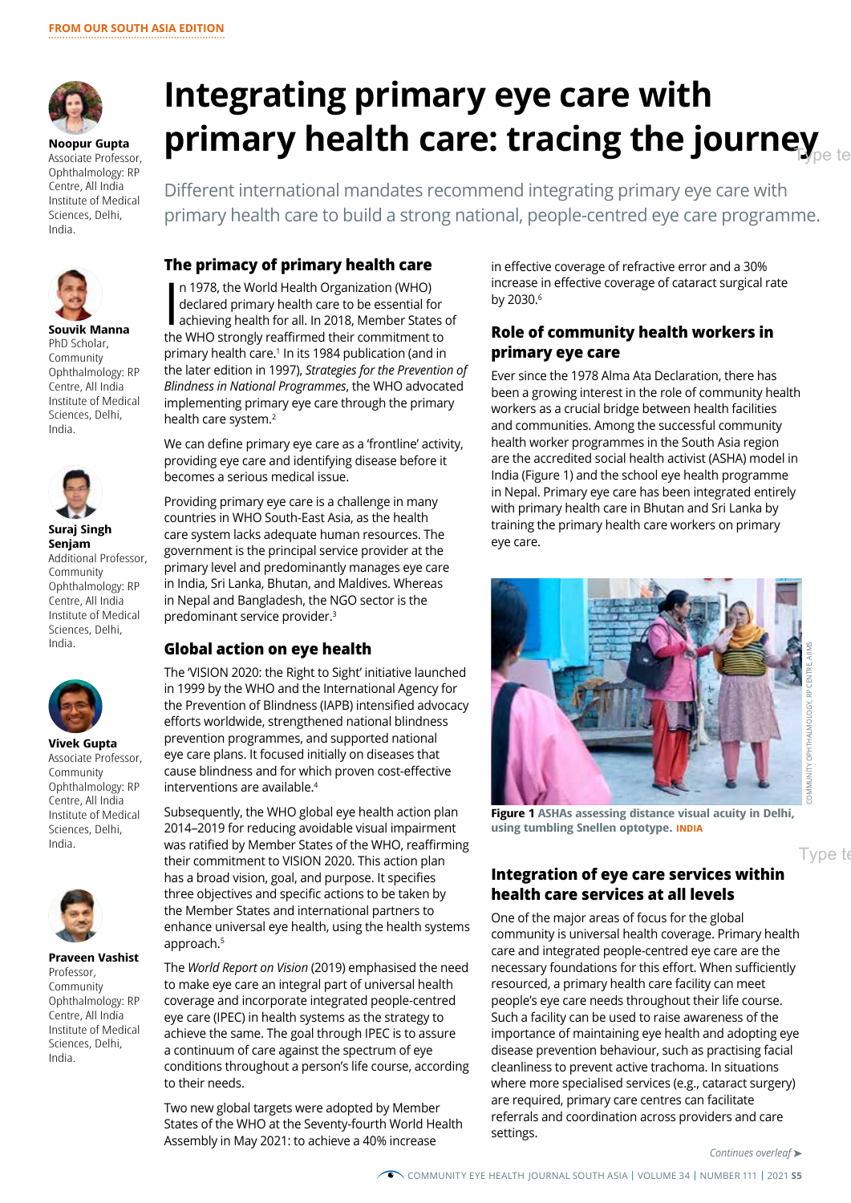FROM OUR SOUTH ASIA EDITION

# Integrating primary eye care with primary health care: tracing the journey

**Noopur Gupta**
Associate Professor, Ophthalmology: RP Centre, All India Institute of Medical Sciences, Delhi, India.

**Souvik Manna**
PhD Scholar, Community Ophthalmology: RP Centre, All India Institute of Medical Sciences, Delhi, India.

**Suraj Singh Senjam**
Additional Professor, Community Ophthalmology: RP Centre, All India Institute of Medical Sciences, Delhi, India.

**Vivek Gupta**
Associate Professor, Community Ophthalmology: RP Centre, All India Institute of Medical Sciences, Delhi, India.

**Praveen Vashist**
Professor, Community Ophthalmology: RP Centre, All India Institute of Medical Sciences, Delhi, India.

Different international mandates recommend integrating primary eye care with primary health care to build a strong national, people-centred eye care programme.

## The primacy of primary health care

In 1978, the World Health Organization (WHO) declared primary health care to be essential for achieving health for all. In 2018, Member States of the WHO strongly reaffirmed their commitment to primary health care.[1] In its 1984 publication (and in the later edition in 1997), *Strategies for the Prevention of Blindness in National Programmes*, the WHO advocated implementing primary eye care through the primary health care system.[2]

We can define primary eye care as a 'frontline' activity, providing eye care and identifying disease before it becomes a serious medical issue.

Providing primary eye care is a challenge in many countries in WHO South-East Asia, as the health care system lacks adequate human resources. The government is the principal service provider at the primary level and predominantly manages eye care in India, Sri Lanka, Bhutan, and Maldives. Whereas in Nepal and Bangladesh, the NGO sector is the predominant service provider.[3]

## Global action on eye health

The 'VISION 2020: the Right to Sight' initiative launched in 1999 by the WHO and the International Agency for the Prevention of Blindness (IAPB) intensified advocacy efforts worldwide, strengthened national blindness prevention programmes, and supported national eye care plans. It focused initially on diseases that cause blindness and for which proven cost-effective interventions are available.[4]

Subsequently, the WHO global eye health action plan 2014–2019 for reducing avoidable visual impairment was ratified by Member States of the WHO, reaffirming their commitment to VISION 2020. This action plan has a broad vision, goal, and purpose. It specifies three objectives and specific actions to be taken by the Member States and international partners to enhance universal eye health, using the health systems approach.[5]

The *World Report on Vision* (2019) emphasised the need to make eye care an integral part of universal health coverage and incorporate integrated people-centred eye care (IPEC) in health systems as the strategy to achieve the same. The goal through IPEC is to assure a continuum of care against the spectrum of eye conditions throughout a person's life course, according to their needs.

Two new global targets were adopted by Member States of the WHO at the Seventy-fourth World Health Assembly in May 2021: to achieve a 40% increase in effective coverage of refractive error and a 30% increase in effective coverage of cataract surgical rate by 2030.[6]

## Role of community health workers in primary eye care

Ever since the 1978 Alma Ata Declaration, there has been a growing interest in the role of community health workers as a crucial bridge between health facilities and communities. Among the successful community health worker programmes in the South Asia region are the accredited social health activist (ASHA) model in India (Figure 1) and the school eye health programme in Nepal. Primary eye care has been integrated entirely with primary health care in Bhutan and Sri Lanka by training the primary health care workers on primary eye care.

COMMUNITY OPHTHALMOLOGY, RP CENTRE, AIIMS

**Figure 1** ASHAs assessing distance visual acuity in Delhi, using tumbling Snellen optotype. INDIA

## Integration of eye care services within health care services at all levels

One of the major areas of focus for the global community is universal health coverage. Primary health care and integrated people-centred eye care are the necessary foundations for this effort. When sufficiently resourced, a primary health care facility can meet people's eye care needs throughout their life course. Such a facility can be used to raise awareness of the importance of maintaining eye health and adopting eye disease prevention behaviour, such as practising facial cleanliness to prevent active trachoma. In situations where more specialised services (e.g., cataract surgery) are required, primary care centres can facilitate referrals and coordination across providers and care settings.

*Continues overleaf ➤*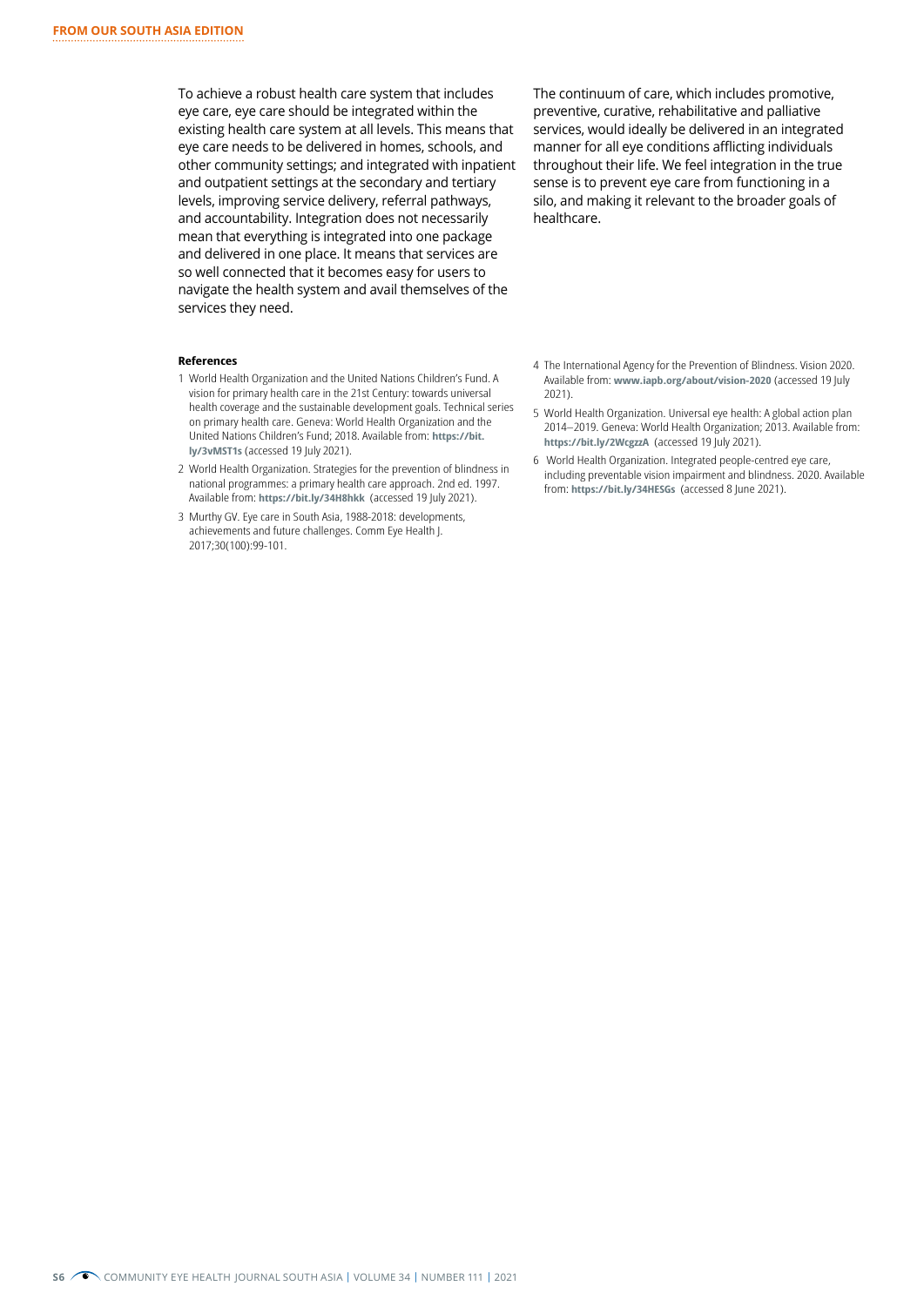To achieve a robust health care system that includes eye care, eye care should be integrated within the existing health care system at all levels. This means that eye care needs to be delivered in homes, schools, and other community settings; and integrated with inpatient and outpatient settings at the secondary and tertiary levels, improving service delivery, referral pathways, and accountability. Integration does not necessarily mean that everything is integrated into one package and delivered in one place. It means that services are so well connected that it becomes easy for users to navigate the health system and avail themselves of the services they need.

The continuum of care, which includes promotive, preventive, curative, rehabilitative and palliative services, would ideally be delivered in an integrated manner for all eye conditions afflicting individuals throughout their life. We feel integration in the true sense is to prevent eye care from functioning in a silo, and making it relevant to the broader goals of healthcare.

**References**

1. World Health Organization and the United Nations Children's Fund. A vision for primary health care in the 21st Century: towards universal health coverage and the sustainable development goals. Technical series on primary health care. Geneva: World Health Organization and the United Nations Children's Fund; 2018. Available from: **https://bit.ly/3vMST1s** (accessed 19 July 2021).
2. World Health Organization. Strategies for the prevention of blindness in national programmes: a primary health care approach. 2nd ed. 1997. Available from: **https://bit.ly/34H8hkk** (accessed 19 July 2021).
3. Murthy GV. Eye care in South Asia, 1988-2018: developments, achievements and future challenges. Comm Eye Health J. 2017;30(100):99-101.
4. The International Agency for the Prevention of Blindness. Vision 2020. Available from: **www.iapb.org/about/vision-2020** (accessed 19 July 2021).
5. World Health Organization. Universal eye health: A global action plan 2014–2019. Geneva: World Health Organization; 2013. Available from: **https://bit.ly/2WcgzzA** (accessed 19 July 2021).
6. World Health Organization. Integrated people-centred eye care, including preventable vision impairment and blindness. 2020. Available from: **https://bit.ly/34HESGs** (accessed 8 June 2021).